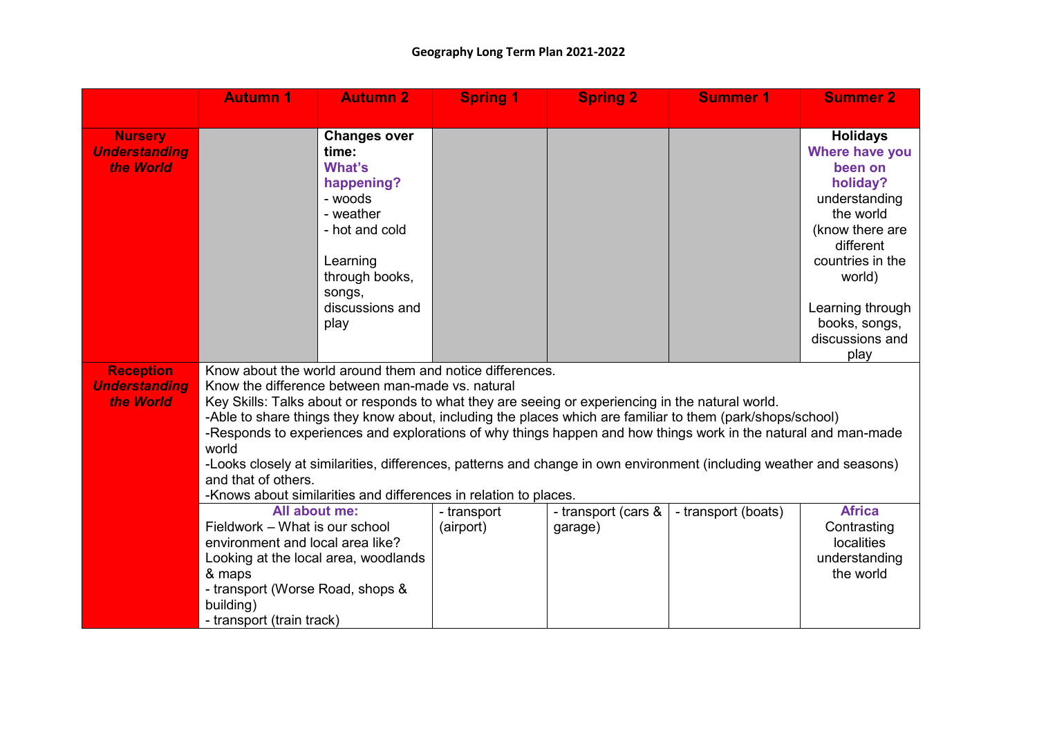# Geography Long Term Plan 2021-2022

| | Autumn 1 | Autumn 2 | Spring 1 | Spring 2 | Summer 1 | Summer 2 |
|---|---|---|---|---|---|---|
| **Nursery** ***Understanding the World*** | | **Changes over time:** **What's happening?** - woods - weather - hot and cold Learning through books, songs, discussions and play | | | | **Holidays** **Where have you been on holiday?** understanding the world (know there are different countries in the world) Learning through books, songs, discussions and play |
| **Reception** ***Understanding the World*** | Know about the world around them and notice differences. Know the difference between man-made vs. natural Key Skills: Talks about or responds to what they are seeing or experiencing in the natural world. -Able to share things they know about, including the places which are familiar to them (park/shops/school) -Responds to experiences and explorations of why things happen and how things work in the natural and man-made world -Looks closely at similarities, differences, patterns and change in own environment (including weather and seasons) and that of others. -Knows about similarities and differences in relation to places. | | | | | |
| | **All about me:** Fieldwork – What is our school environment and local area like? Looking at the local area, woodlands & maps - transport (Worse Road, shops & building) - transport (train track) | | - transport (airport) | - transport (cars & garage) | - transport (boats) | **Africa** Contrasting localities understanding the world |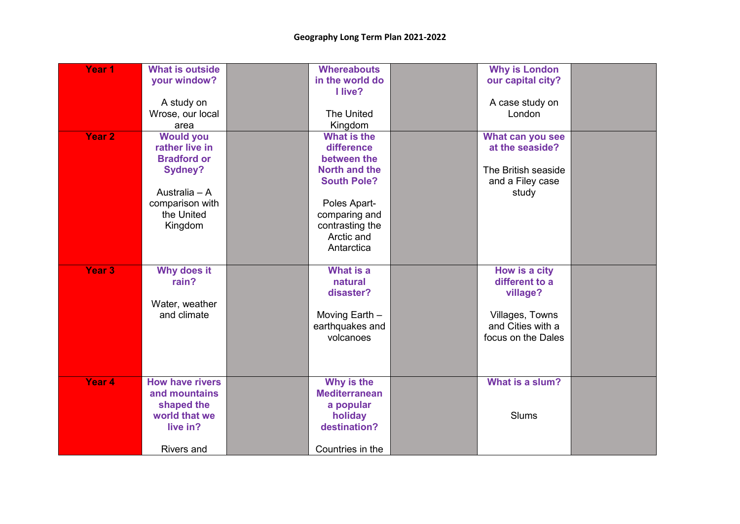# Geography Long Term Plan 2021-2022

| | | | | | | |
|---|---|---|---|---|---|---|
| **Year 1** | **What is outside your window?**<br><br>A study on Wrose, our local area | | **Whereabouts in the world do I live?**<br><br>The United Kingdom | | **Why is London our capital city?**<br><br>A case study on London | |
| **Year 2** | **Would you rather live in Bradford or Sydney?**<br><br>Australia – A comparison with the United Kingdom | | **What is the difference between the North and the South Pole?**<br><br>Poles Apart- comparing and contrasting the Arctic and Antarctica | | **What can you see at the seaside?**<br><br>The British seaside and a Filey case study | |
| **Year 3** | **Why does it rain?**<br><br>Water, weather and climate | | **What is a natural disaster?**<br><br>Moving Earth – earthquakes and volcanoes | | **How is a city different to a village?**<br><br>Villages, Towns and Cities with a focus on the Dales | |
| **Year 4** | **How have rivers and mountains shaped the world that we live in?**<br><br>Rivers and | | **Why is the Mediterranean a popular holiday destination?**<br><br>Countries in the | | **What is a slum?**<br><br>Slums | |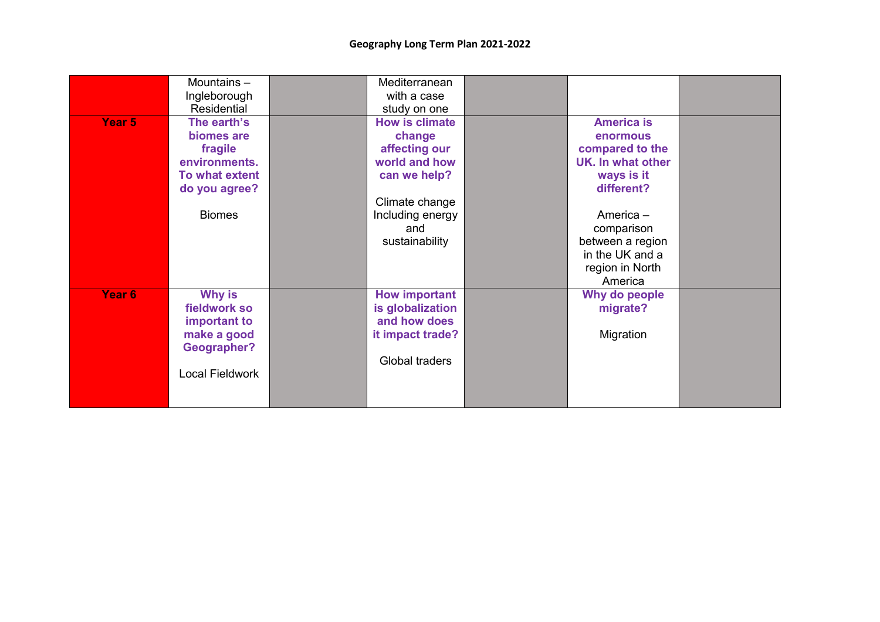**Geography Long Term Plan 2021-2022**

| | | | | | | |
|---|---|---|---|---|---|---|
| | Mountains – Ingleborough Residential | | Mediterranean with a case study on one | | | |
| **Year 5** | **The earth's biomes are fragile environments. To what extent do you agree?**<br><br>Biomes | | **How is climate change affecting our world and how can we help?**<br><br>Climate change Including energy and sustainability | | **America is enormous compared to the UK. In what other ways is it different?**<br><br>America – comparison between a region in the UK and a region in North America | |
| **Year 6** | **Why is fieldwork so important to make a good Geographer?**<br><br>Local Fieldwork | | **How important is globalization and how does it impact trade?**<br><br>Global traders | | **Why do people migrate?**<br><br>Migration | |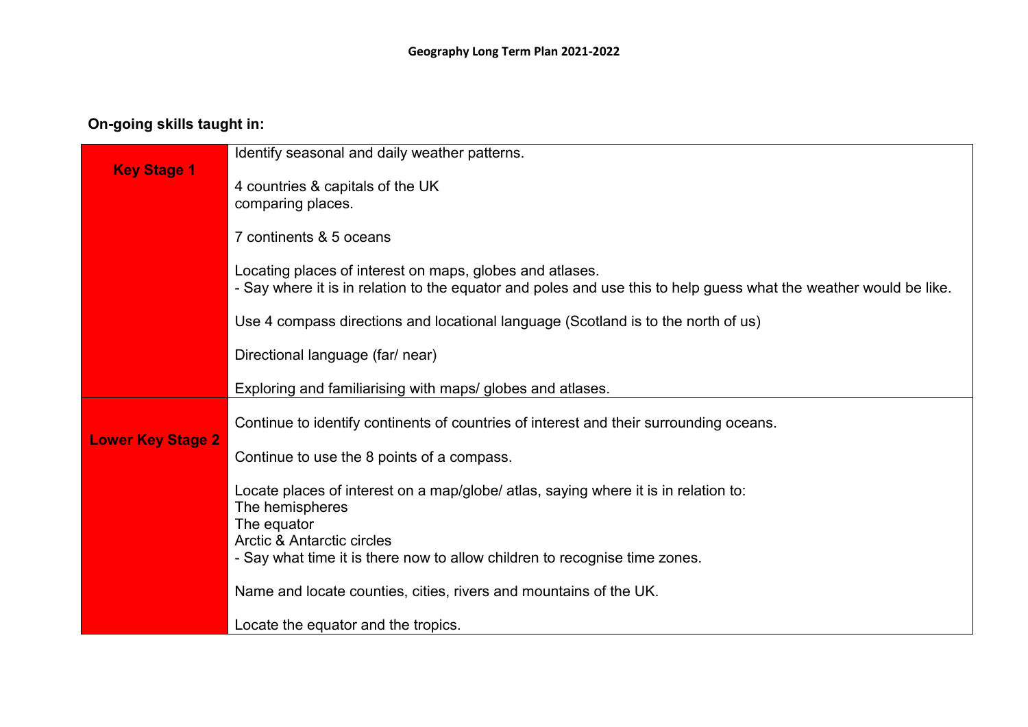**Geography Long Term Plan 2021-2022**

**On-going skills taught in:**

| | |
|---|---|
| **Key Stage 1** | Identify seasonal and daily weather patterns.<br><br>4 countries & capitals of the UK<br>comparing places.<br><br>7 continents & 5 oceans<br><br>Locating places of interest on maps, globes and atlases.<br>- Say where it is in relation to the equator and poles and use this to help guess what the weather would be like.<br><br>Use 4 compass directions and locational language (Scotland is to the north of us)<br><br>Directional language (far/ near)<br><br>Exploring and familiarising with maps/ globes and atlases. |
| **Lower Key Stage 2** | Continue to identify continents of countries of interest and their surrounding oceans.<br><br>Continue to use the 8 points of a compass.<br><br>Locate places of interest on a map/globe/ atlas, saying where it is in relation to:<br>The hemispheres<br>The equator<br>Arctic & Antarctic circles<br>- Say what time it is there now to allow children to recognise time zones.<br><br>Name and locate counties, cities, rivers and mountains of the UK.<br><br>Locate the equator and the tropics. |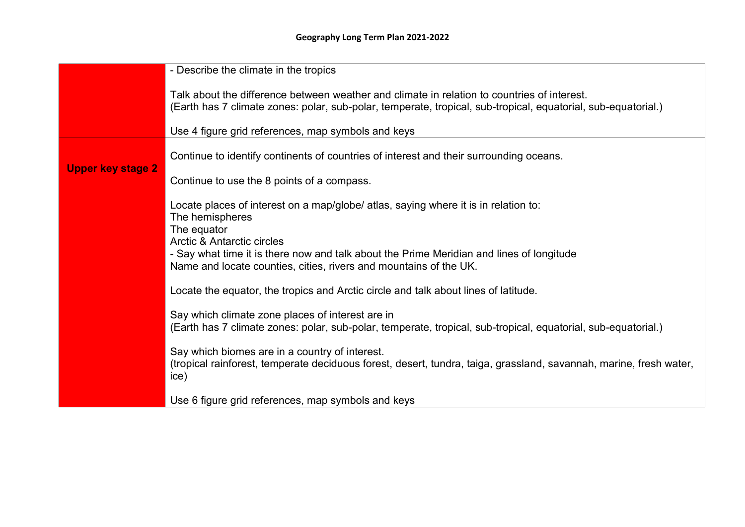**Geography Long Term Plan 2021-2022**

| | |
|---|---|
| | - Describe the climate in the tropics<br><br>Talk about the difference between weather and climate in relation to countries of interest.<br>(Earth has 7 climate zones: polar, sub-polar, temperate, tropical, sub-tropical, equatorial, sub-equatorial.)<br><br>Use 4 figure grid references, map symbols and keys |
| **Upper key stage 2** | Continue to identify continents of countries of interest and their surrounding oceans.<br><br>Continue to use the 8 points of a compass.<br><br>Locate places of interest on a map/globe/ atlas, saying where it is in relation to:<br>The hemispheres<br>The equator<br>Arctic & Antarctic circles<br>- Say what time it is there now and talk about the Prime Meridian and lines of longitude<br>Name and locate counties, cities, rivers and mountains of the UK.<br><br>Locate the equator, the tropics and Arctic circle and talk about lines of latitude.<br><br>Say which climate zone places of interest are in<br>(Earth has 7 climate zones: polar, sub-polar, temperate, tropical, sub-tropical, equatorial, sub-equatorial.)<br><br>Say which biomes are in a country of interest.<br>(tropical rainforest, temperate deciduous forest, desert, tundra, taiga, grassland, savannah, marine, fresh water, ice)<br><br>Use 6 figure grid references, map symbols and keys |